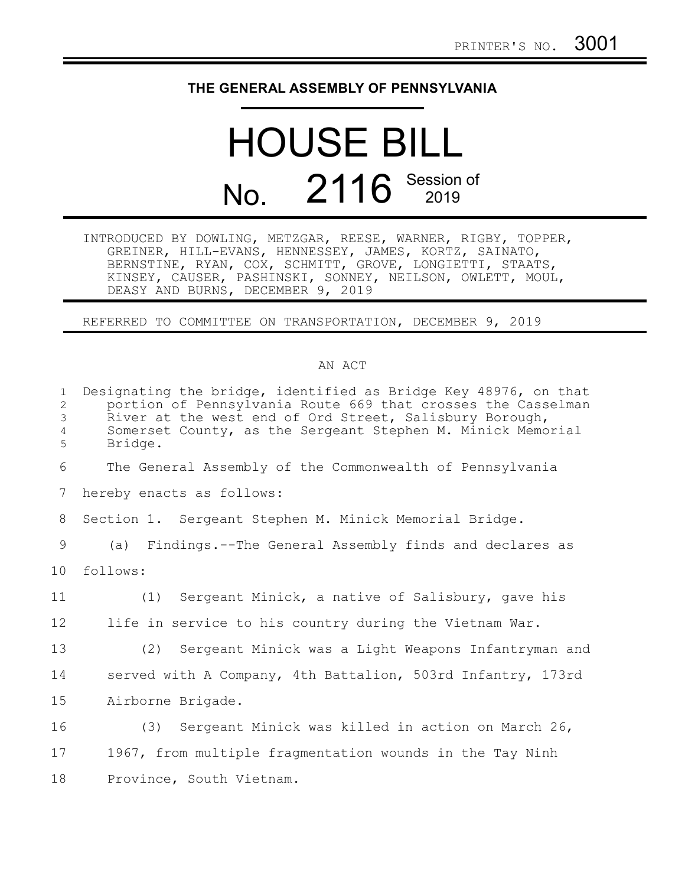PRINTER'S NO. 3001

# THE GENERAL ASSEMBLY OF PENNSYLVANIA

# HOUSE BILL

## No. 2116 Session of 2019

INTRODUCED BY DOWLING, METZGAR, REESE, WARNER, RIGBY, TOPPER, GREINER, HILL-EVANS, HENNESSEY, JAMES, KORTZ, SAINATO, BERNSTINE, RYAN, COX, SCHMITT, GROVE, LONGIETTI, STAATS, KINSEY, CAUSER, PASHINSKI, SONNEY, NEILSON, OWLETT, MOUL, DEASY AND BURNS, DECEMBER 9, 2019

REFERRED TO COMMITTEE ON TRANSPORTATION, DECEMBER 9, 2019

AN ACT

Designating the bridge, identified as Bridge Key 48976, on that portion of Pennsylvania Route 669 that crosses the Casselman River at the west end of Ord Street, Salisbury Borough, Somerset County, as the Sergeant Stephen M. Minick Memorial Bridge.

The General Assembly of the Commonwealth of Pennsylvania hereby enacts as follows:

Section 1. Sergeant Stephen M. Minick Memorial Bridge.

(a) Findings.--The General Assembly finds and declares as follows:

(1) Sergeant Minick, a native of Salisbury, gave his life in service to his country during the Vietnam War.

(2) Sergeant Minick was a Light Weapons Infantryman and served with A Company, 4th Battalion, 503rd Infantry, 173rd Airborne Brigade.

(3) Sergeant Minick was killed in action on March 26, 1967, from multiple fragmentation wounds in the Tay Ninh Province, South Vietnam.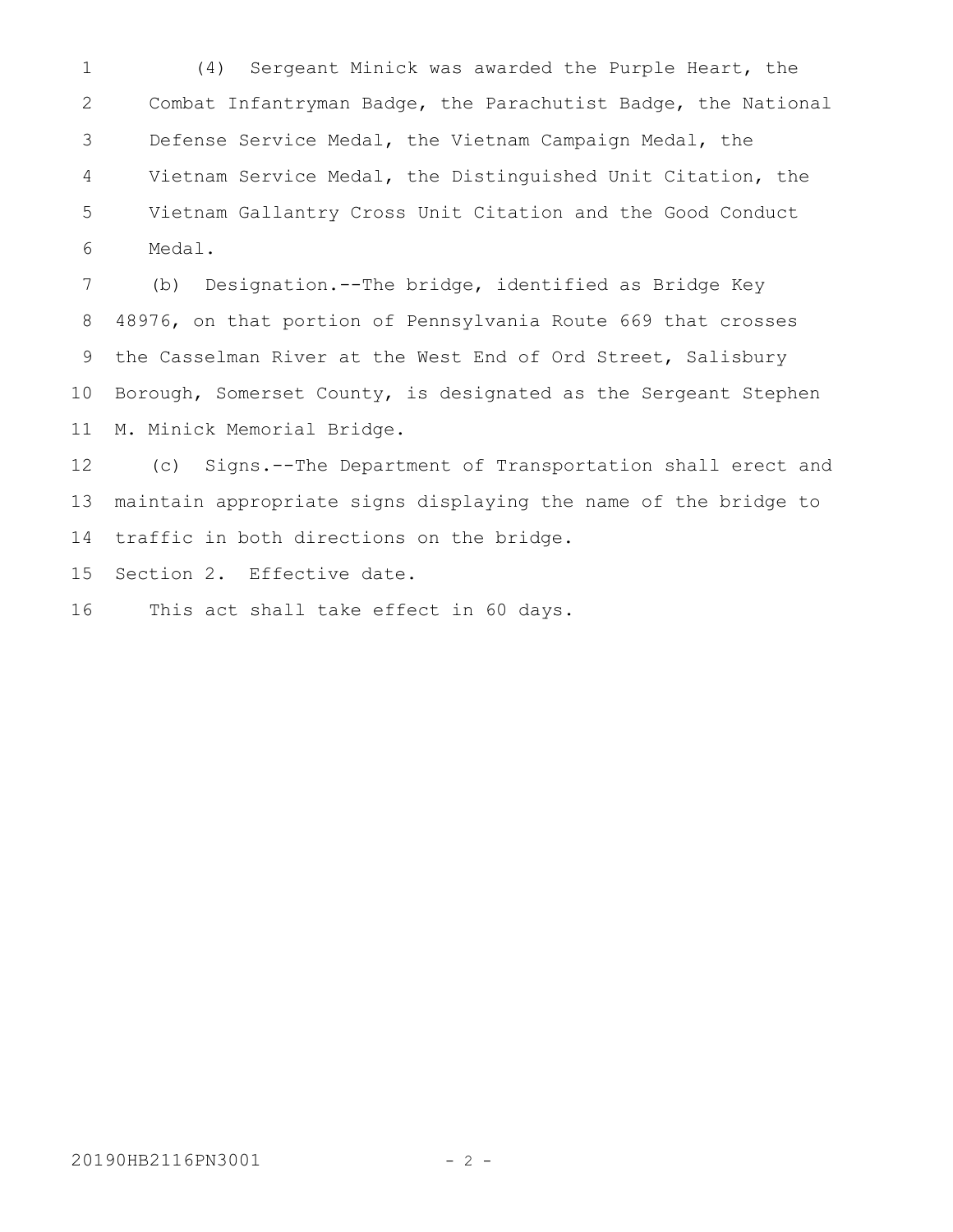(4) Sergeant Minick was awarded the Purple Heart, the Combat Infantryman Badge, the Parachutist Badge, the National Defense Service Medal, the Vietnam Campaign Medal, the Vietnam Service Medal, the Distinguished Unit Citation, the Vietnam Gallantry Cross Unit Citation and the Good Conduct Medal.

(b) Designation.--The bridge, identified as Bridge Key 48976, on that portion of Pennsylvania Route 669 that crosses the Casselman River at the West End of Ord Street, Salisbury Borough, Somerset County, is designated as the Sergeant Stephen M. Minick Memorial Bridge.

(c) Signs.--The Department of Transportation shall erect and maintain appropriate signs displaying the name of the bridge to traffic in both directions on the bridge.

Section 2. Effective date.

This act shall take effect in 60 days.